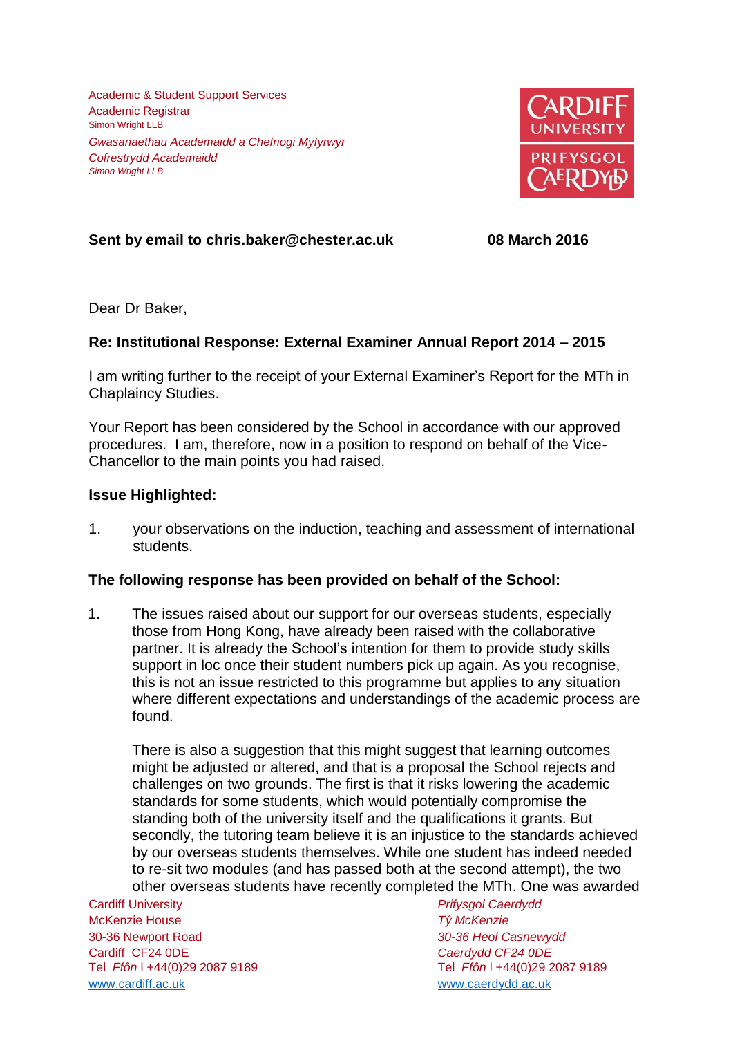Academic & Student Support Services
Academic Registrar
Simon Wright LLB

*Gwasanaethau Academaidd a Chefnogi Myfyrwyr*
*Cofrestrydd Academaidd*
*Simon Wright LLB*

**CARDIFF UNIVERSITY**
**PRIFYSGOL CAERDYDD**

**Sent by email to chris.baker@chester.ac.uk** **08 March 2016**

Dear Dr Baker,

**Re: Institutional Response: External Examiner Annual Report 2014 – 2015**

I am writing further to the receipt of your External Examiner's Report for the MTh in Chaplaincy Studies.

Your Report has been considered by the School in accordance with our approved procedures. I am, therefore, now in a position to respond on behalf of the Vice-Chancellor to the main points you had raised.

**Issue Highlighted:**

1. your observations on the induction, teaching and assessment of international students.

**The following response has been provided on behalf of the School:**

1. The issues raised about our support for our overseas students, especially those from Hong Kong, have already been raised with the collaborative partner. It is already the School's intention for them to provide study skills support in loc once their student numbers pick up again. As you recognise, this is not an issue restricted to this programme but applies to any situation where different expectations and understandings of the academic process are found.

   There is also a suggestion that this might suggest that learning outcomes might be adjusted or altered, and that is a proposal the School rejects and challenges on two grounds. The first is that it risks lowering the academic standards for some students, which would potentially compromise the standing both of the university itself and the qualifications it grants. But secondly, the tutoring team believe it is an injustice to the standards achieved by our overseas students themselves. While one student has indeed needed to re-sit two modules (and has passed both at the second attempt), the two other overseas students have recently completed the MTh. One was awarded

Cardiff University
McKenzie House
30-36 Newport Road
Cardiff CF24 0DE
Tel *Ffôn* l +44(0)29 2087 9189
www.cardiff.ac.uk

*Prifysgol Caerdydd*
*Tŷ McKenzie*
*30-36 Heol Casnewydd*
*Caerdydd CF24 0DE*
Tel *Ffôn* l +44(0)29 2087 9189
www.caerdydd.ac.uk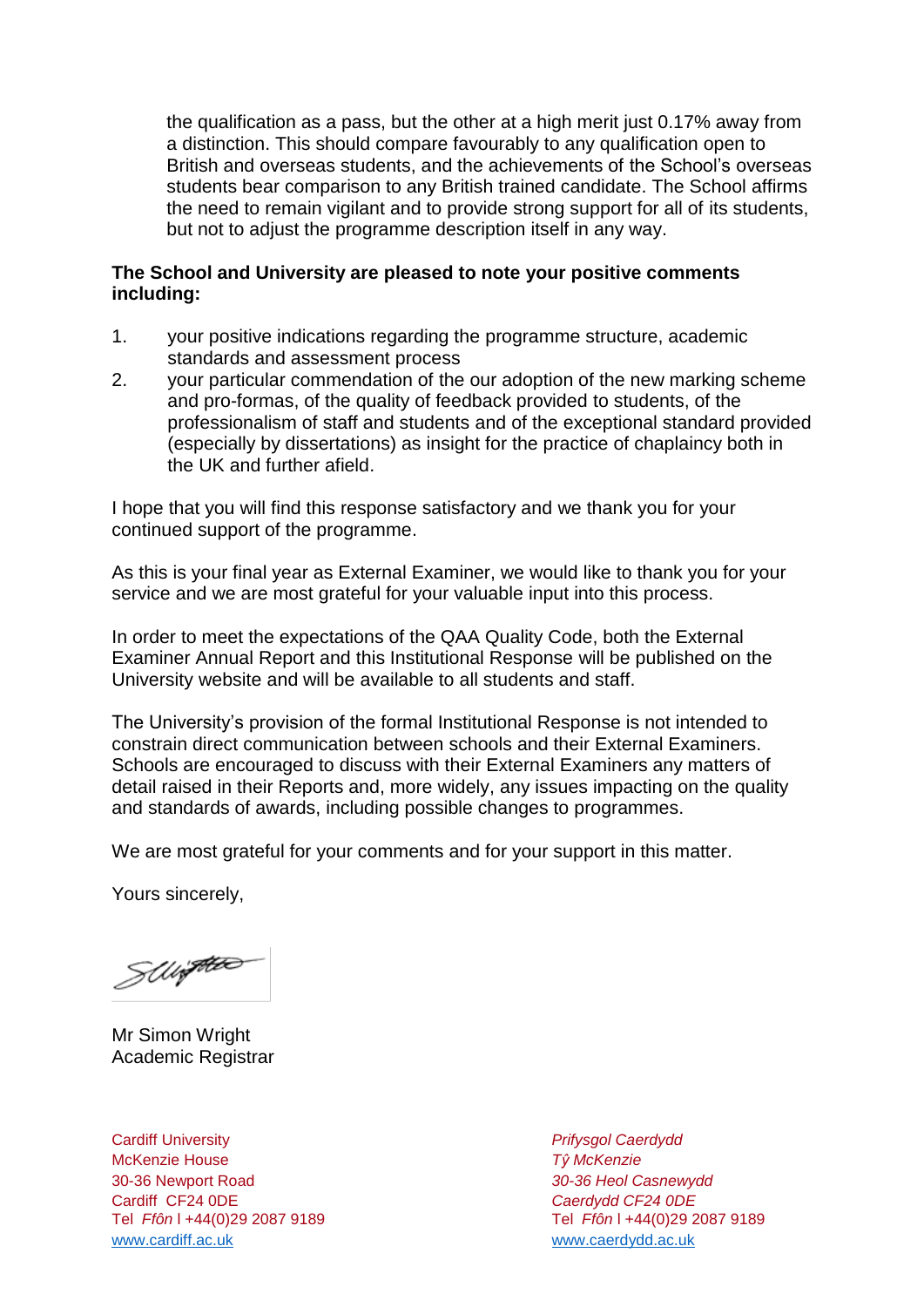the qualification as a pass, but the other at a high merit just 0.17% away from a distinction. This should compare favourably to any qualification open to British and overseas students, and the achievements of the School's overseas students bear comparison to any British trained candidate. The School affirms the need to remain vigilant and to provide strong support for all of its students, but not to adjust the programme description itself in any way.

**The School and University are pleased to note your positive comments including:**

1. your positive indications regarding the programme structure, academic standards and assessment process
2. your particular commendation of the our adoption of the new marking scheme and pro-formas, of the quality of feedback provided to students, of the professionalism of staff and students and of the exceptional standard provided (especially by dissertations) as insight for the practice of chaplaincy both in the UK and further afield.

I hope that you will find this response satisfactory and we thank you for your continued support of the programme.

As this is your final year as External Examiner, we would like to thank you for your service and we are most grateful for your valuable input into this process.

In order to meet the expectations of the QAA Quality Code, both the External Examiner Annual Report and this Institutional Response will be published on the University website and will be available to all students and staff.

The University's provision of the formal Institutional Response is not intended to constrain direct communication between schools and their External Examiners. Schools are encouraged to discuss with their External Examiners any matters of detail raised in their Reports and, more widely, any issues impacting on the quality and standards of awards, including possible changes to programmes.

We are most grateful for your comments and for your support in this matter.

Yours sincerely,

Mr Simon Wright
Academic Registrar

Cardiff University
McKenzie House
30-36 Newport Road
Cardiff CF24 0DE
Tel *Ffôn* l +44(0)29 2087 9189
www.cardiff.ac.uk

*Prifysgol Caerdydd*
*Tŷ McKenzie*
*30-36 Heol Casnewydd*
*Caerdydd CF24 0DE*
Tel *Ffôn* l +44(0)29 2087 9189
www.caerdydd.ac.uk